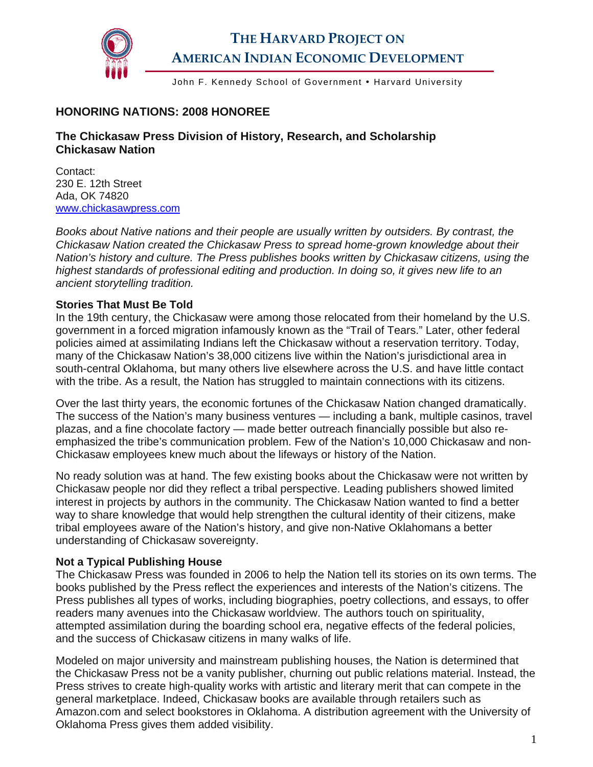# THE HARVARD PROJECT ON AMERICAN INDIAN ECONOMIC DEVELOPMENT

John F. Kennedy School of Government • Harvard University

## HONORING NATIONS: 2008 HONOREE

### The Chickasaw Press Division of History, Research, and Scholarship
### Chickasaw Nation

Contact:
230 E. 12th Street
Ada, OK 74820
www.chickasawpress.com

*Books about Native nations and their people are usually written by outsiders. By contrast, the Chickasaw Nation created the Chickasaw Press to spread home-grown knowledge about their Nation's history and culture. The Press publishes books written by Chickasaw citizens, using the highest standards of professional editing and production. In doing so, it gives new life to an ancient storytelling tradition.*

**Stories That Must Be Told**

In the 19th century, the Chickasaw were among those relocated from their homeland by the U.S. government in a forced migration infamously known as the "Trail of Tears." Later, other federal policies aimed at assimilating Indians left the Chickasaw without a reservation territory. Today, many of the Chickasaw Nation's 38,000 citizens live within the Nation's jurisdictional area in south-central Oklahoma, but many others live elsewhere across the U.S. and have little contact with the tribe. As a result, the Nation has struggled to maintain connections with its citizens.

Over the last thirty years, the economic fortunes of the Chickasaw Nation changed dramatically. The success of the Nation's many business ventures — including a bank, multiple casinos, travel plazas, and a fine chocolate factory — made better outreach financially possible but also re-emphasized the tribe's communication problem. Few of the Nation's 10,000 Chickasaw and non-Chickasaw employees knew much about the lifeways or history of the Nation.

No ready solution was at hand. The few existing books about the Chickasaw were not written by Chickasaw people nor did they reflect a tribal perspective. Leading publishers showed limited interest in projects by authors in the community. The Chickasaw Nation wanted to find a better way to share knowledge that would help strengthen the cultural identity of their citizens, make tribal employees aware of the Nation's history, and give non-Native Oklahomans a better understanding of Chickasaw sovereignty.

**Not a Typical Publishing House**

The Chickasaw Press was founded in 2006 to help the Nation tell its stories on its own terms. The books published by the Press reflect the experiences and interests of the Nation's citizens. The Press publishes all types of works, including biographies, poetry collections, and essays, to offer readers many avenues into the Chickasaw worldview. The authors touch on spirituality, attempted assimilation during the boarding school era, negative effects of the federal policies, and the success of Chickasaw citizens in many walks of life.

Modeled on major university and mainstream publishing houses, the Nation is determined that the Chickasaw Press not be a vanity publisher, churning out public relations material. Instead, the Press strives to create high-quality works with artistic and literary merit that can compete in the general marketplace. Indeed, Chickasaw books are available through retailers such as Amazon.com and select bookstores in Oklahoma. A distribution agreement with the University of Oklahoma Press gives them added visibility.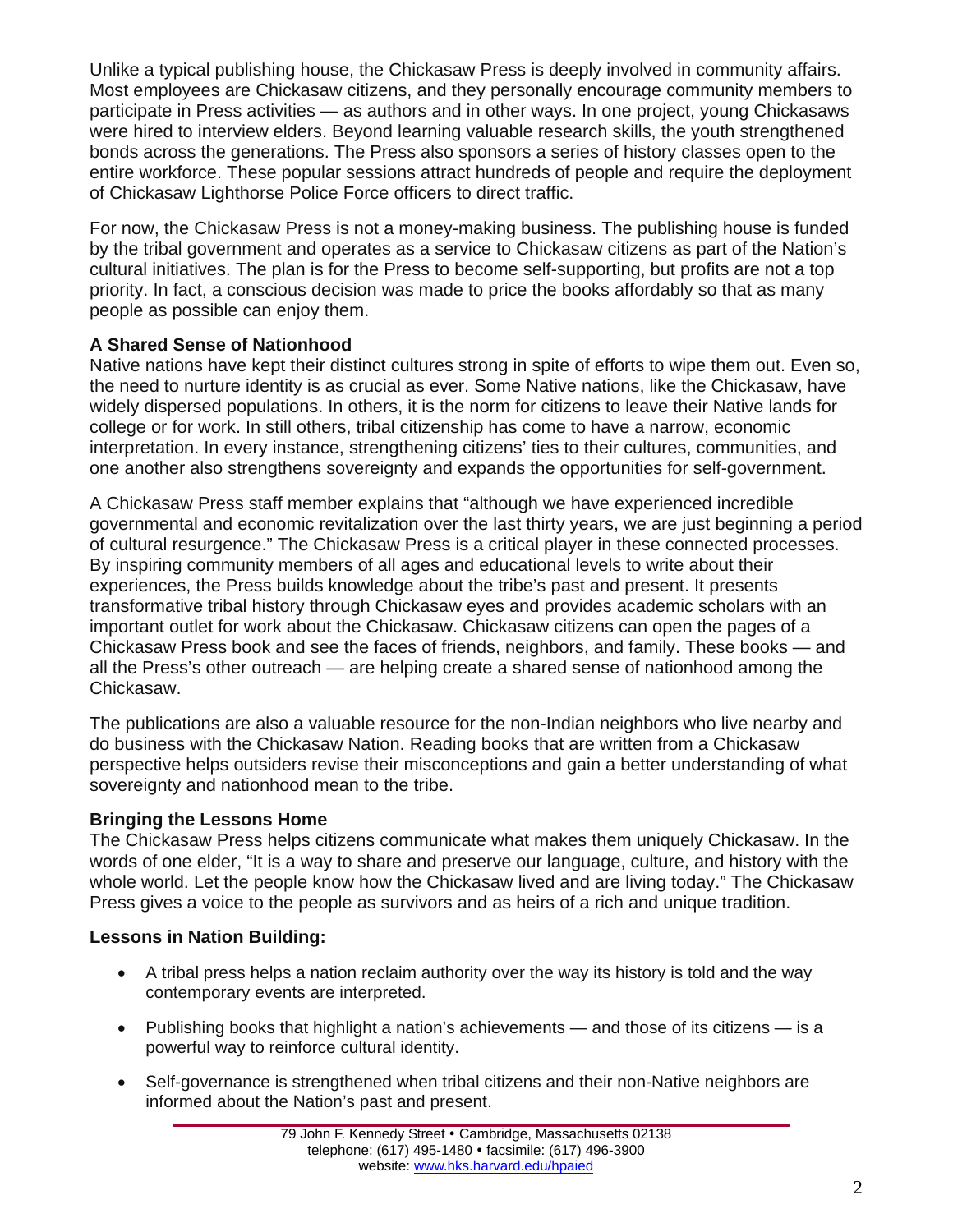Unlike a typical publishing house, the Chickasaw Press is deeply involved in community affairs. Most employees are Chickasaw citizens, and they personally encourage community members to participate in Press activities — as authors and in other ways. In one project, young Chickasaws were hired to interview elders. Beyond learning valuable research skills, the youth strengthened bonds across the generations. The Press also sponsors a series of history classes open to the entire workforce. These popular sessions attract hundreds of people and require the deployment of Chickasaw Lighthorse Police Force officers to direct traffic.

For now, the Chickasaw Press is not a money-making business. The publishing house is funded by the tribal government and operates as a service to Chickasaw citizens as part of the Nation's cultural initiatives. The plan is for the Press to become self-supporting, but profits are not a top priority. In fact, a conscious decision was made to price the books affordably so that as many people as possible can enjoy them.

### A Shared Sense of Nationhood

Native nations have kept their distinct cultures strong in spite of efforts to wipe them out. Even so, the need to nurture identity is as crucial as ever. Some Native nations, like the Chickasaw, have widely dispersed populations. In others, it is the norm for citizens to leave their Native lands for college or for work. In still others, tribal citizenship has come to have a narrow, economic interpretation. In every instance, strengthening citizens' ties to their cultures, communities, and one another also strengthens sovereignty and expands the opportunities for self-government.

A Chickasaw Press staff member explains that "although we have experienced incredible governmental and economic revitalization over the last thirty years, we are just beginning a period of cultural resurgence." The Chickasaw Press is a critical player in these connected processes. By inspiring community members of all ages and educational levels to write about their experiences, the Press builds knowledge about the tribe's past and present. It presents transformative tribal history through Chickasaw eyes and provides academic scholars with an important outlet for work about the Chickasaw. Chickasaw citizens can open the pages of a Chickasaw Press book and see the faces of friends, neighbors, and family. These books — and all the Press's other outreach — are helping create a shared sense of nationhood among the Chickasaw.

The publications are also a valuable resource for the non-Indian neighbors who live nearby and do business with the Chickasaw Nation. Reading books that are written from a Chickasaw perspective helps outsiders revise their misconceptions and gain a better understanding of what sovereignty and nationhood mean to the tribe.

### Bringing the Lessons Home

The Chickasaw Press helps citizens communicate what makes them uniquely Chickasaw. In the words of one elder, "It is a way to share and preserve our language, culture, and history with the whole world. Let the people know how the Chickasaw lived and are living today." The Chickasaw Press gives a voice to the people as survivors and as heirs of a rich and unique tradition.

### Lessons in Nation Building:

- A tribal press helps a nation reclaim authority over the way its history is told and the way contemporary events are interpreted.
- Publishing books that highlight a nation's achievements — and those of its citizens — is a powerful way to reinforce cultural identity.
- Self-governance is strengthened when tribal citizens and their non-Native neighbors are informed about the Nation's past and present.

79 John F. Kennedy Street • Cambridge, Massachusetts 02138
telephone: (617) 495-1480 • facsimile: (617) 496-3900
website: www.hks.harvard.edu/hpaied